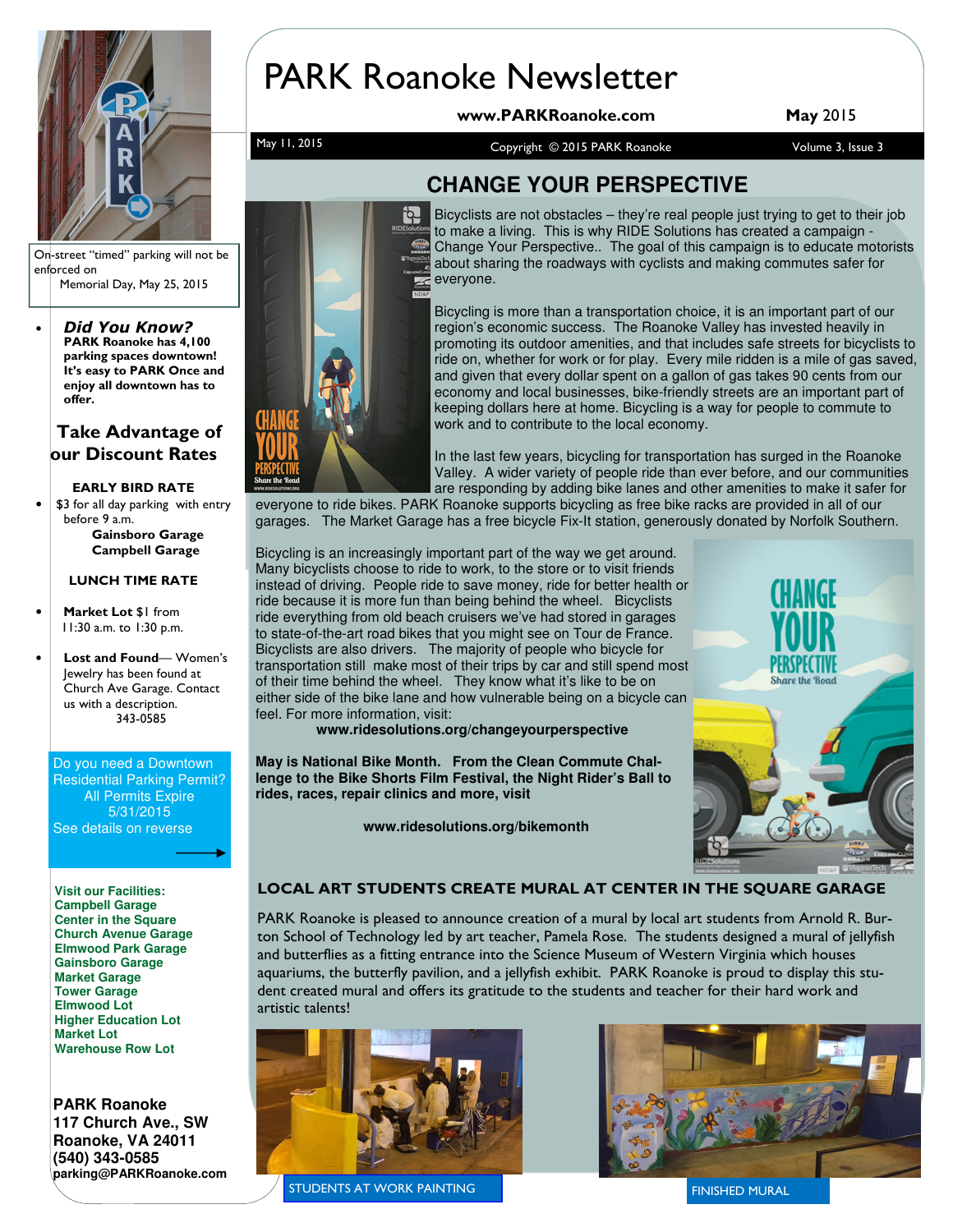# PARK Roanoke Newsletter

**www.PARKRoanoke.com** **May** 2015

May 11, 2015 Copyright © 2015 PARK Roanoke Volume 3, Issue 3

On-street "timed" parking will not be enforced on Memorial Day, May 25, 2015

- ***Did You Know?*** **PARK Roanoke has 4,100 parking spaces downtown! It's easy to PARK Once and enjoy all downtown has to offer.**

## Take Advantage of our Discount Rates

**EARLY BIRD RATE**

- $3 for all day parking with entry before 9 a.m.
  **Gainsboro Garage**
  **Campbell Garage**

**LUNCH TIME RATE**

- **Market Lot** $1 from 11:30 a.m. to 1:30 p.m.

- **Lost and Found**— Women's Jewelry has been found at Church Ave Garage. Contact us with a description. 343-0585

Do you need a Downtown Residential Parking Permit? All Permits Expire 5/31/2015
See details on reverse →

**Visit our Facilities:**
**Campbell Garage**
**Center in the Square**
**Church Avenue Garage**
**Elmwood Park Garage**
**Gainsboro Garage**
**Market Garage**
**Tower Garage**
**Elmwood Lot**
**Higher Education Lot**
**Market Lot**
**Warehouse Row Lot**

**PARK Roanoke**
**117 Church Ave., SW**
**Roanoke, VA 24011**
**(540) 343-0585**
**parking@PARKRoanoke.com**

## CHANGE YOUR PERSPECTIVE

Bicyclists are not obstacles – they're real people just trying to get to their job to make a living. This is why RIDE Solutions has created a campaign - Change Your Perspective.. The goal of this campaign is to educate motorists about sharing the roadways with cyclists and making commutes safer for everyone.

Bicycling is more than a transportation choice, it is an important part of our region's economic success. The Roanoke Valley has invested heavily in promoting its outdoor amenities, and that includes safe streets for bicyclists to ride on, whether for work or for play. Every mile ridden is a mile of gas saved, and given that every dollar spent on a gallon of gas takes 90 cents from our economy and local businesses, bike-friendly streets are an important part of keeping dollars here at home. Bicycling is a way for people to commute to work and to contribute to the local economy.

In the last few years, bicycling for transportation has surged in the Roanoke Valley. A wider variety of people ride than ever before, and our communities are responding by adding bike lanes and other amenities to make it safer for everyone to ride bikes. PARK Roanoke supports bicycling as free bike racks are provided in all of our garages. The Market Garage has a free bicycle Fix-It station, generously donated by Norfolk Southern.

Bicycling is an increasingly important part of the way we get around. Many bicyclists choose to ride to work, to the store or to visit friends instead of driving. People ride to save money, ride for better health or ride because it is more fun than being behind the wheel. Bicyclists ride everything from old beach cruisers we've had stored in garages to state-of-the-art road bikes that you might see on Tour de France. Bicyclists are also drivers. The majority of people who bicycle for transportation still make most of their trips by car and still spend most of their time behind the wheel. They know what it's like to be on either side of the bike lane and how vulnerable being on a bicycle can feel. For more information, visit:
**www.ridesolutions.org/changeyourperspective**

**May is National Bike Month. From the Clean Commute Challenge to the Bike Shorts Film Festival, the Night Rider's Ball to rides, races, repair clinics and more, visit**

**www.ridesolutions.org/bikemonth**

## LOCAL ART STUDENTS CREATE MURAL AT CENTER IN THE SQUARE GARAGE

PARK Roanoke is pleased to announce creation of a mural by local art students from Arnold R. Burton School of Technology led by art teacher, Pamela Rose. The students designed a mural of jellyfish and butterflies as a fitting entrance into the Science Museum of Western Virginia which houses aquariums, the butterfly pavilion, and a jellyfish exhibit. PARK Roanoke is proud to display this student created mural and offers its gratitude to the students and teacher for their hard work and artistic talents!

STUDENTS AT WORK PAINTING

FINISHED MURAL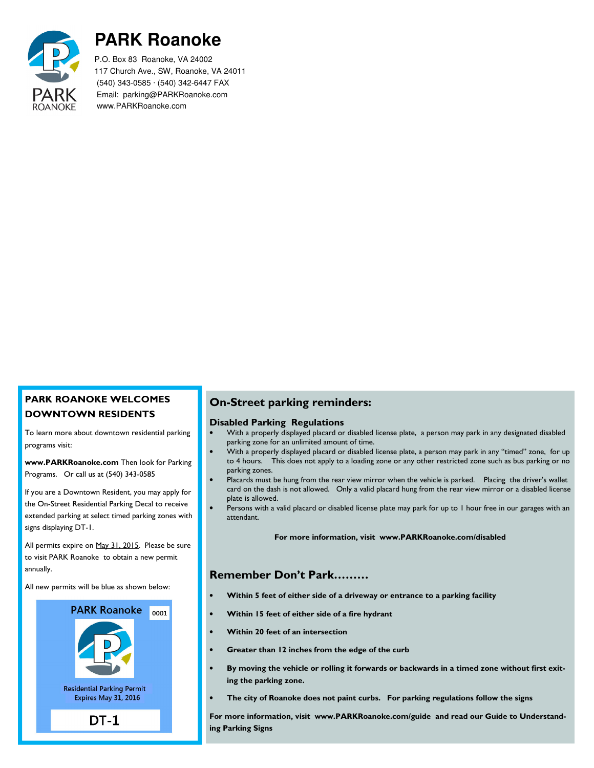# PARK Roanoke

P.O. Box 83 Roanoke, VA 24002
117 Church Ave., SW, Roanoke, VA 24011
(540) 343-0585 · (540) 342-6447 FAX
Email: parking@PARKRoanoke.com
www.PARKRoanoke.com

## PARK ROANOKE WELCOMES DOWNTOWN RESIDENTS

To learn more about downtown residential parking programs visit:

**www.PARKRoanoke.com** Then look for Parking Programs. Or call us at (540) 343-0585

If you are a Downtown Resident, you may apply for the On-Street Residential Parking Decal to receive extended parking at select timed parking zones with signs displaying DT-1.

All permits expire on May 31, 2015. Please be sure to visit PARK Roanoke to obtain a new permit annually.

All new permits will be blue as shown below:

PARK Roanoke 0001

Residential Parking Permit
Expires May 31, 2016

DT-1

## On-Street parking reminders:

### Disabled Parking Regulations

- With a properly displayed placard or disabled license plate, a person may park in any designated disabled parking zone for an unlimited amount of time.
- With a properly displayed placard or disabled license plate, a person may park in any "timed" zone, for up to 4 hours. This does not apply to a loading zone or any other restricted zone such as bus parking or no parking zones.
- Placards must be hung from the rear view mirror when the vehicle is parked. Placing the driver's wallet card on the dash is not allowed. Only a valid placard hung from the rear view mirror or a disabled license plate is allowed.
- Persons with a valid placard or disabled license plate may park for up to 1 hour free in our garages with an attendant.

**For more information, visit www.PARKRoanoke.com/disabled**

## Remember Don't Park.........

- **Within 5 feet of either side of a driveway or entrance to a parking facility**
- **Within 15 feet of either side of a fire hydrant**
- **Within 20 feet of an intersection**
- **Greater than 12 inches from the edge of the curb**
- **By moving the vehicle or rolling it forwards or backwards in a timed zone without first exiting the parking zone.**
- **The city of Roanoke does not paint curbs. For parking regulations follow the signs**

**For more information, visit www.PARKRoanoke.com/guide and read our Guide to Understanding Parking Signs**